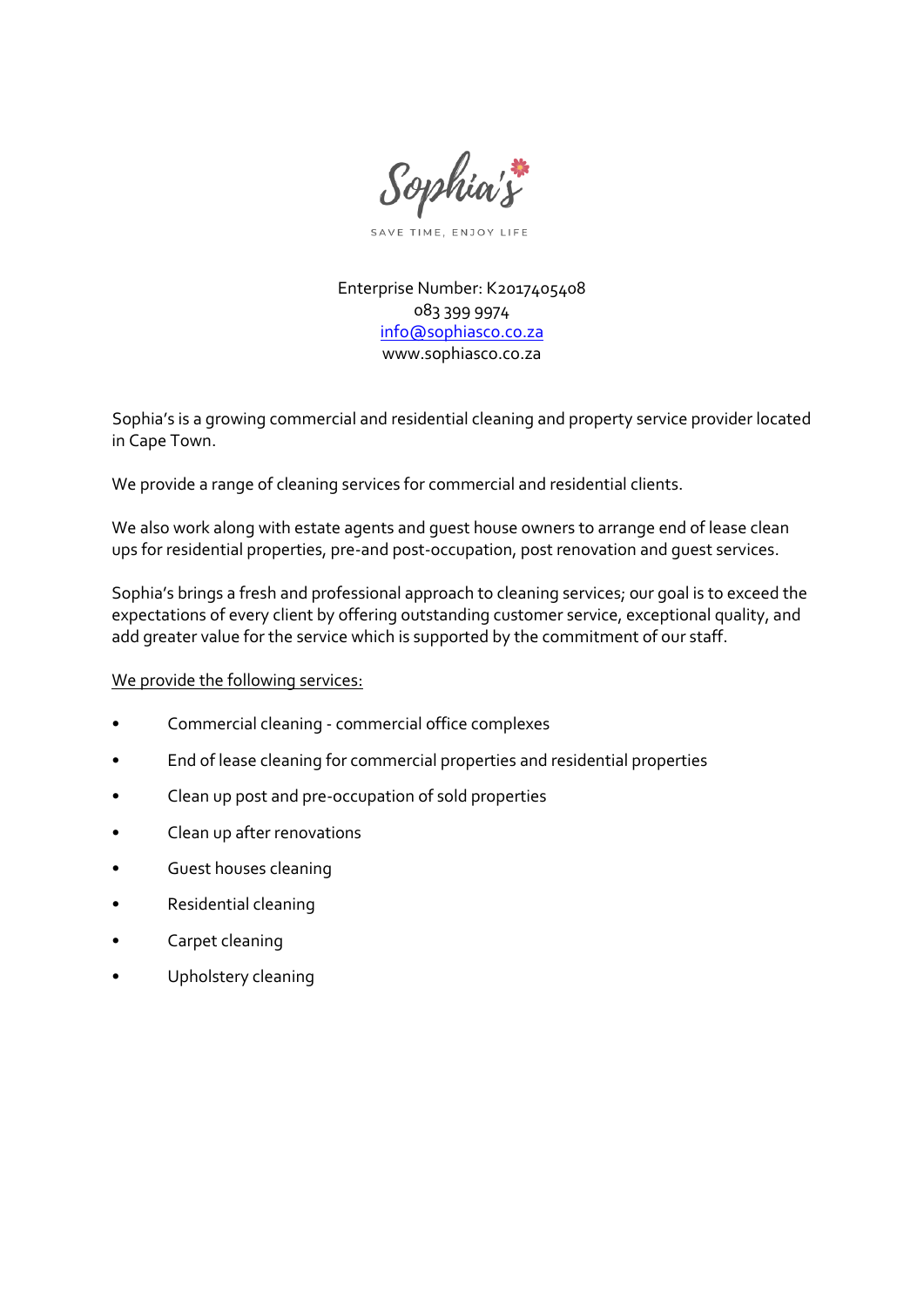Sophia's

SAVE TIME, ENJOY LIFE

Enterprise Number: K2017405408
083 399 9974
info@sophiasco.co.za
www.sophiasco.co.za

Sophia's is a growing commercial and residential cleaning and property service provider located in Cape Town.

We provide a range of cleaning services for commercial and residential clients.

We also work along with estate agents and guest house owners to arrange end of lease clean ups for residential properties, pre-and post-occupation, post renovation and guest services.

Sophia's brings a fresh and professional approach to cleaning services; our goal is to exceed the expectations of every client by offering outstanding customer service, exceptional quality, and add greater value for the service which is supported by the commitment of our staff.

<u>We provide the following services:</u>

- Commercial cleaning - commercial office complexes
- End of lease cleaning for commercial properties and residential properties
- Clean up post and pre-occupation of sold properties
- Clean up after renovations
- Guest houses cleaning
- Residential cleaning
- Carpet cleaning
- Upholstery cleaning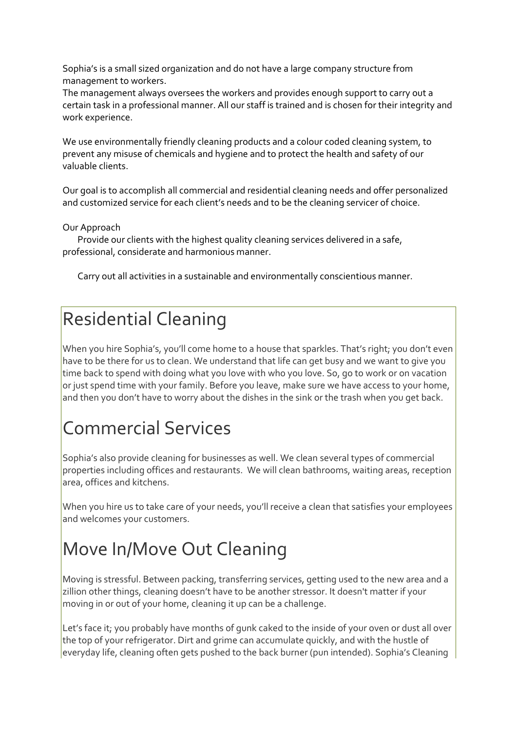Sophia's is a small sized organization and do not have a large company structure from management to workers.
The management always oversees the workers and provides enough support to carry out a certain task in a professional manner. All our staff is trained and is chosen for their integrity and work experience.

We use environmentally friendly cleaning products and a colour coded cleaning system, to prevent any misuse of chemicals and hygiene and to protect the health and safety of our valuable clients.

Our goal is to accomplish all commercial and residential cleaning needs and offer personalized and customized service for each client's needs and to be the cleaning servicer of choice.

Our Approach

Provide our clients with the highest quality cleaning services delivered in a safe, professional, considerate and harmonious manner.

Carry out all activities in a sustainable and environmentally conscientious manner.

# Residential Cleaning

When you hire Sophia's, you'll come home to a house that sparkles. That's right; you don't even have to be there for us to clean. We understand that life can get busy and we want to give you time back to spend with doing what you love with who you love. So, go to work or on vacation or just spend time with your family. Before you leave, make sure we have access to your home, and then you don't have to worry about the dishes in the sink or the trash when you get back.

# Commercial Services

Sophia's also provide cleaning for businesses as well. We clean several types of commercial properties including offices and restaurants. We will clean bathrooms, waiting areas, reception area, offices and kitchens.

When you hire us to take care of your needs, you'll receive a clean that satisfies your employees and welcomes your customers.

# Move In/Move Out Cleaning

Moving is stressful. Between packing, transferring services, getting used to the new area and a zillion other things, cleaning doesn't have to be another stressor. It doesn't matter if your moving in or out of your home, cleaning it up can be a challenge.

Let's face it; you probably have months of gunk caked to the inside of your oven or dust all over the top of your refrigerator. Dirt and grime can accumulate quickly, and with the hustle of everyday life, cleaning often gets pushed to the back burner (pun intended). Sophia's Cleaning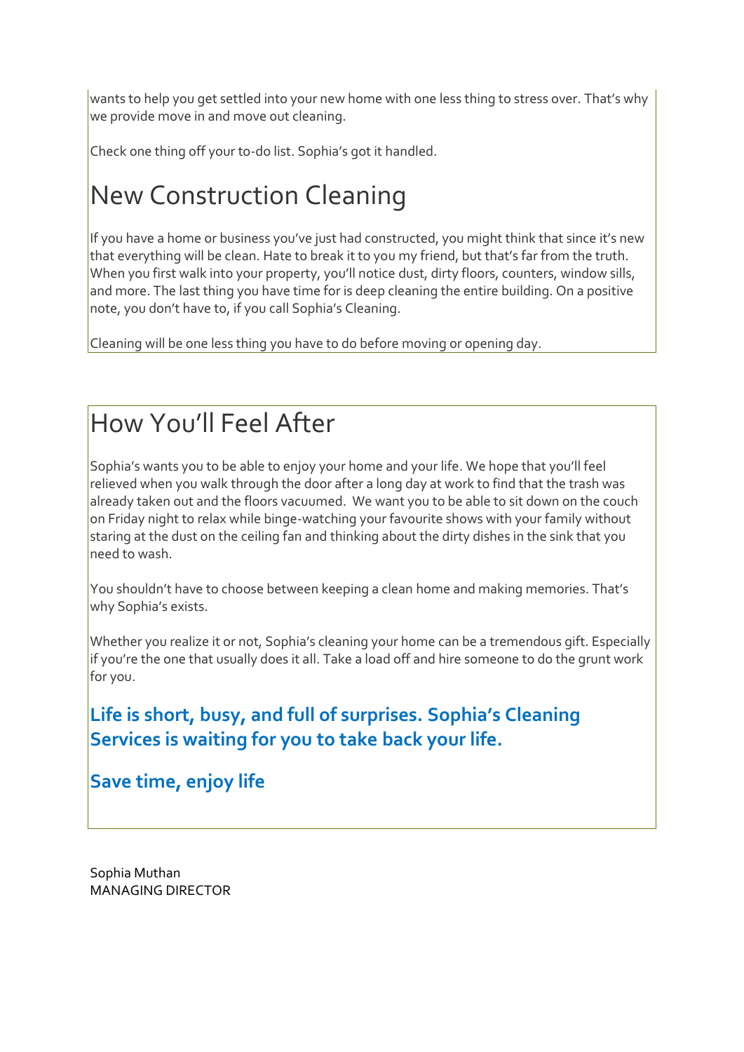wants to help you get settled into your new home with one less thing to stress over. That's why we provide move in and move out cleaning.

Check one thing off your to-do list. Sophia's got it handled.

## New Construction Cleaning

If you have a home or business you've just had constructed, you might think that since it's new that everything will be clean. Hate to break it to you my friend, but that's far from the truth. When you first walk into your property, you'll notice dust, dirty floors, counters, window sills, and more. The last thing you have time for is deep cleaning the entire building. On a positive note, you don't have to, if you call Sophia's Cleaning.

Cleaning will be one less thing you have to do before moving or opening day.

## How You'll Feel After

Sophia's wants you to be able to enjoy your home and your life. We hope that you'll feel relieved when you walk through the door after a long day at work to find that the trash was already taken out and the floors vacuumed. We want you to be able to sit down on the couch on Friday night to relax while binge-watching your favourite shows with your family without staring at the dust on the ceiling fan and thinking about the dirty dishes in the sink that you need to wash.

You shouldn't have to choose between keeping a clean home and making memories. That's why Sophia's exists.

Whether you realize it or not, Sophia's cleaning your home can be a tremendous gift. Especially if you're the one that usually does it all. Take a load off and hire someone to do the grunt work for you.

### Life is short, busy, and full of surprises. Sophia's Cleaning Services is waiting for you to take back your life.

### Save time, enjoy life

Sophia Muthan
MANAGING DIRECTOR